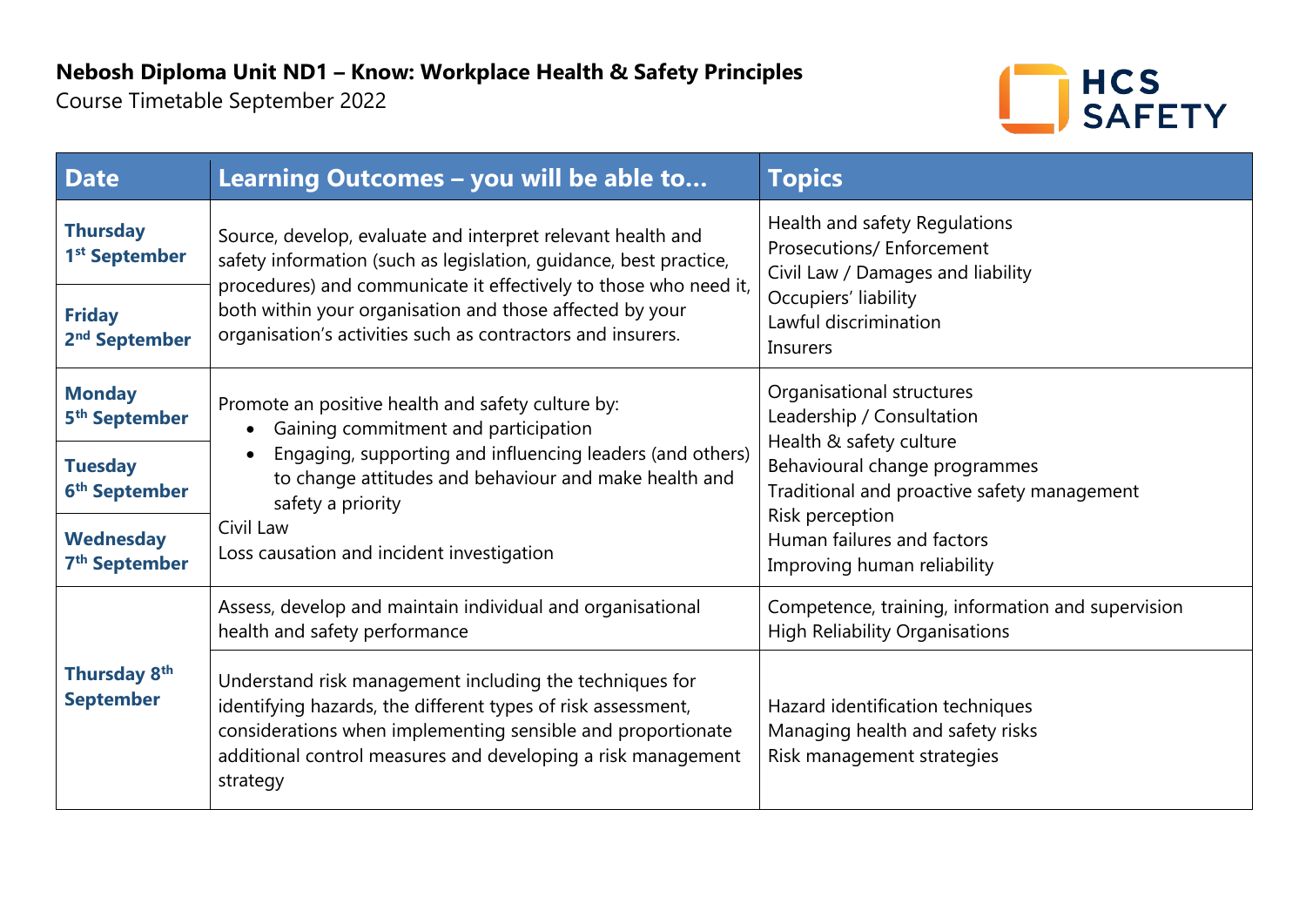**Nebosh Diploma Unit ND1 – Know: Workplace Health & Safety Principles**

Course Timetable September 2022

| Date | Learning Outcomes – you will be able to… | Topics |
|---|---|---|
| **Thursday 1st September**<br>**Friday 2nd September** | Source, develop, evaluate and interpret relevant health and safety information (such as legislation, guidance, best practice, procedures) and communicate it effectively to those who need it, both within your organisation and those affected by your organisation's activities such as contractors and insurers. | Health and safety Regulations<br>Prosecutions/ Enforcement<br>Civil Law / Damages and liability<br>Occupiers' liability<br>Lawful discrimination<br>Insurers |
| **Monday 5th September**<br>**Tuesday 6th September**<br>**Wednesday 7th September** | Promote an positive health and safety culture by:<br>• Gaining commitment and participation<br>• Engaging, supporting and influencing leaders (and others) to change attitudes and behaviour and make health and safety a priority<br>Civil Law<br>Loss causation and incident investigation | Organisational structures<br>Leadership / Consultation<br>Health & safety culture<br>Behavioural change programmes<br>Traditional and proactive safety management<br>Risk perception<br>Human failures and factors<br>Improving human reliability |
| **Thursday 8th September** | Assess, develop and maintain individual and organisational health and safety performance | Competence, training, information and supervision<br>High Reliability Organisations |
| | Understand risk management including the techniques for identifying hazards, the different types of risk assessment, considerations when implementing sensible and proportionate additional control measures and developing a risk management strategy | Hazard identification techniques<br>Managing health and safety risks<br>Risk management strategies |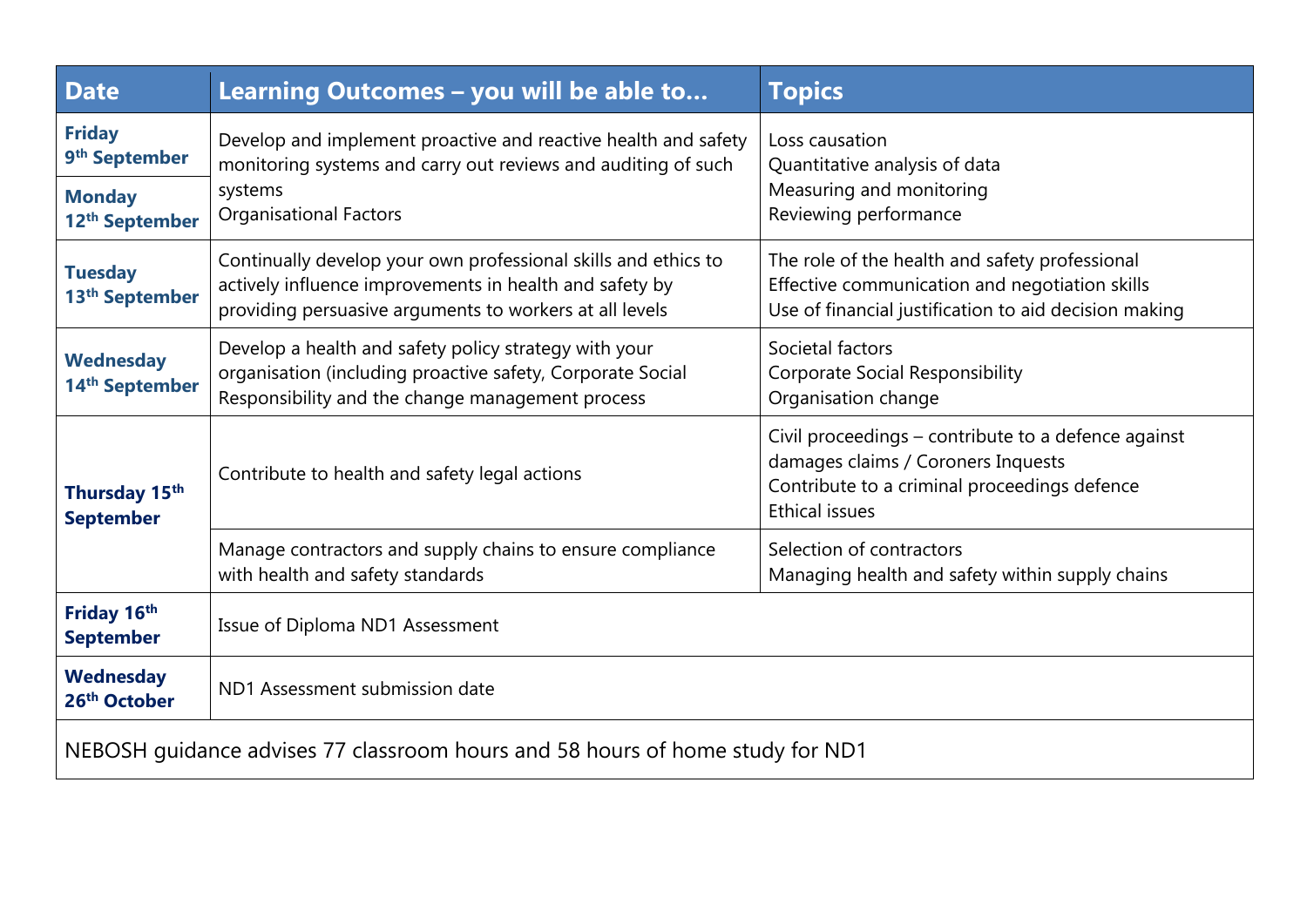| Date | Learning Outcomes – you will be able to… | Topics |
|---|---|---|
| **Friday 9th September** | Develop and implement proactive and reactive health and safety monitoring systems and carry out reviews and auditing of such systems<br>Organisational Factors | Loss causation<br>Quantitative analysis of data<br>Measuring and monitoring<br>Reviewing performance |
| **Monday 12th September** | | |
| **Tuesday 13th September** | Continually develop your own professional skills and ethics to actively influence improvements in health and safety by providing persuasive arguments to workers at all levels | The role of the health and safety professional<br>Effective communication and negotiation skills<br>Use of financial justification to aid decision making |
| **Wednesday 14th September** | Develop a health and safety policy strategy with your organisation (including proactive safety, Corporate Social Responsibility and the change management process | Societal factors<br>Corporate Social Responsibility<br>Organisation change |
| **Thursday 15th September** | Contribute to health and safety legal actions | Civil proceedings – contribute to a defence against damages claims / Coroners Inquests<br>Contribute to a criminal proceedings defence<br>Ethical issues |
| | Manage contractors and supply chains to ensure compliance with health and safety standards | Selection of contractors<br>Managing health and safety within supply chains |
| **Friday 16th September** | Issue of Diploma ND1 Assessment | |
| **Wednesday 26th October** | ND1 Assessment submission date | |
| NEBOSH guidance advises 77 classroom hours and 58 hours of home study for ND1 | | |